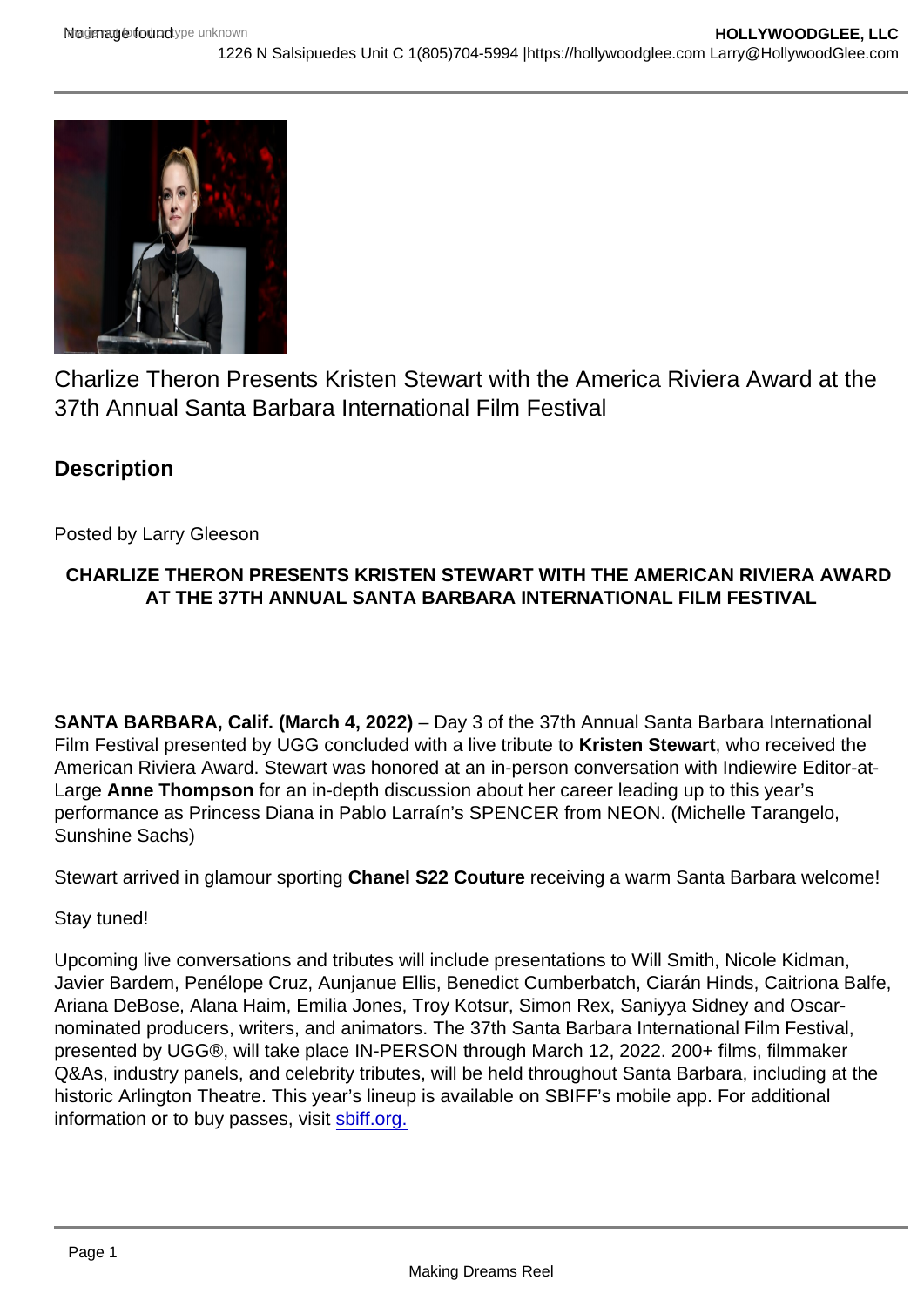Charlize Theron Presents Kristen Stewart with the America Riviera Award at the 37th Annual Santa Barbara International Film Festival

## Description

Posted by Larry Gleeson

**CHARLIZE THERON PRESENTS KRISTEN STEWART WITH THE AMERICAN RIVIERA AWARD AT THE 37TH ANNUAL SANTA BARBARA INTERNATIONAL FILM FESTIVAL**

**SANTA BARBARA, Calif. (March 4, 2022)** – Day 3 of the 37th Annual Santa Barbara International Film Festival presented by UGG concluded with a live tribute to **Kristen Stewart**, who received the American Riviera Award. Stewart was honored at an in-person conversation with Indiewire Editor-at-Large **Anne Thompson** for an in-depth discussion about her career leading up to this year's performance as Princess Diana in Pablo Larraín's SPENCER from NEON. (Michelle Tarangelo, Sunshine Sachs)

Stewart arrived in glamour sporting **Chanel S22 Couture** receiving a warm Santa Barbara welcome!

Stay tuned!

Upcoming live conversations and tributes will include presentations to Will Smith, Nicole Kidman, Javier Bardem, Penélope Cruz, Aunjanue Ellis, Benedict Cumberbatch, Ciarán Hinds, Caitriona Balfe, Ariana DeBose, Alana Haim, Emilia Jones, Troy Kotsur, Simon Rex, Saniyya Sidney and Oscar-nominated producers, writers, and animators. The 37th Santa Barbara International Film Festival, presented by UGG®, will take place IN-PERSON through March 12, 2022. 200+ films, filmmaker Q&As, industry panels, and celebrity tributes, will be held throughout Santa Barbara, including at the historic Arlington Theatre. This year's lineup is available on SBIFF's mobile app. For additional information or to buy passes, visit [sbiff.org.](https://sbiff.org)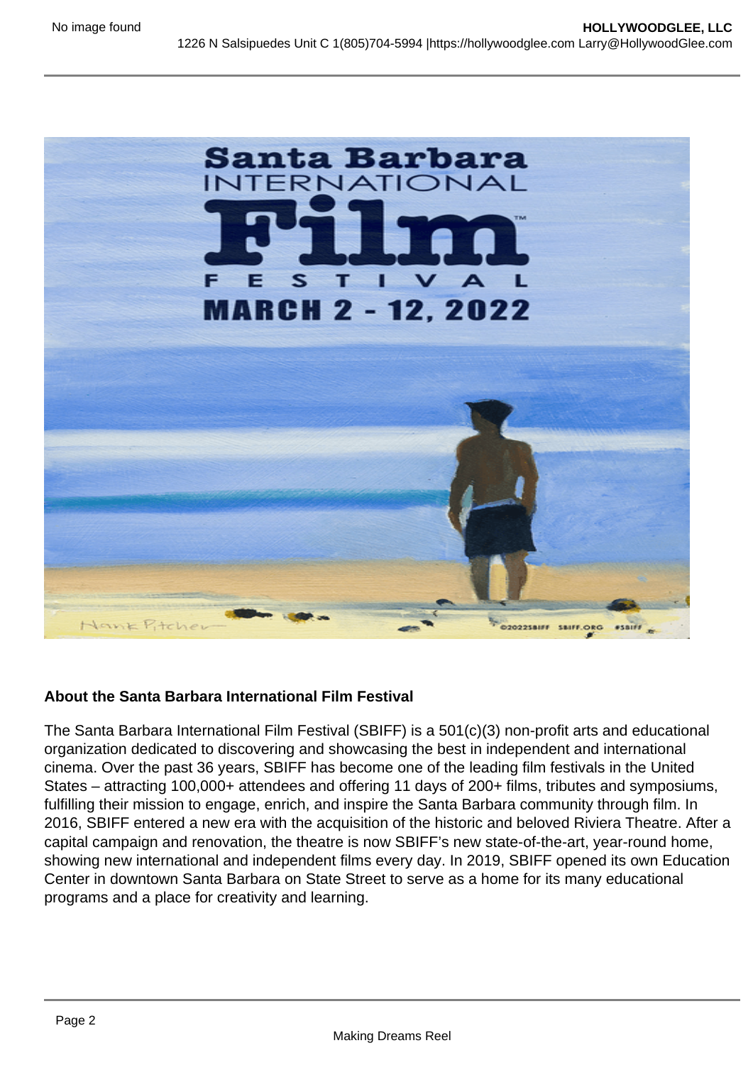## About the Santa Barbara International Film Festival

The Santa Barbara International Film Festival (SBIFF) is a 501(c)(3) non-profit arts and educational organization dedicated to discovering and showcasing the best in independent and international cinema. Over the past 36 years, SBIFF has become one of the leading film festivals in the United States – attracting 100,000+ attendees and offering 11 days of 200+ films, tributes and symposiums, fulfilling their mission to engage, enrich, and inspire the Santa Barbara community through film. In 2016, SBIFF entered a new era with the acquisition of the historic and beloved Riviera Theatre. After a capital campaign and renovation, the theatre is now SBIFF's new state-of-the-art, year-round home, showing new international and independent films every day. In 2019, SBIFF opened its own Education Center in downtown Santa Barbara on State Street to serve as a home for its many educational programs and a place for creativity and learning.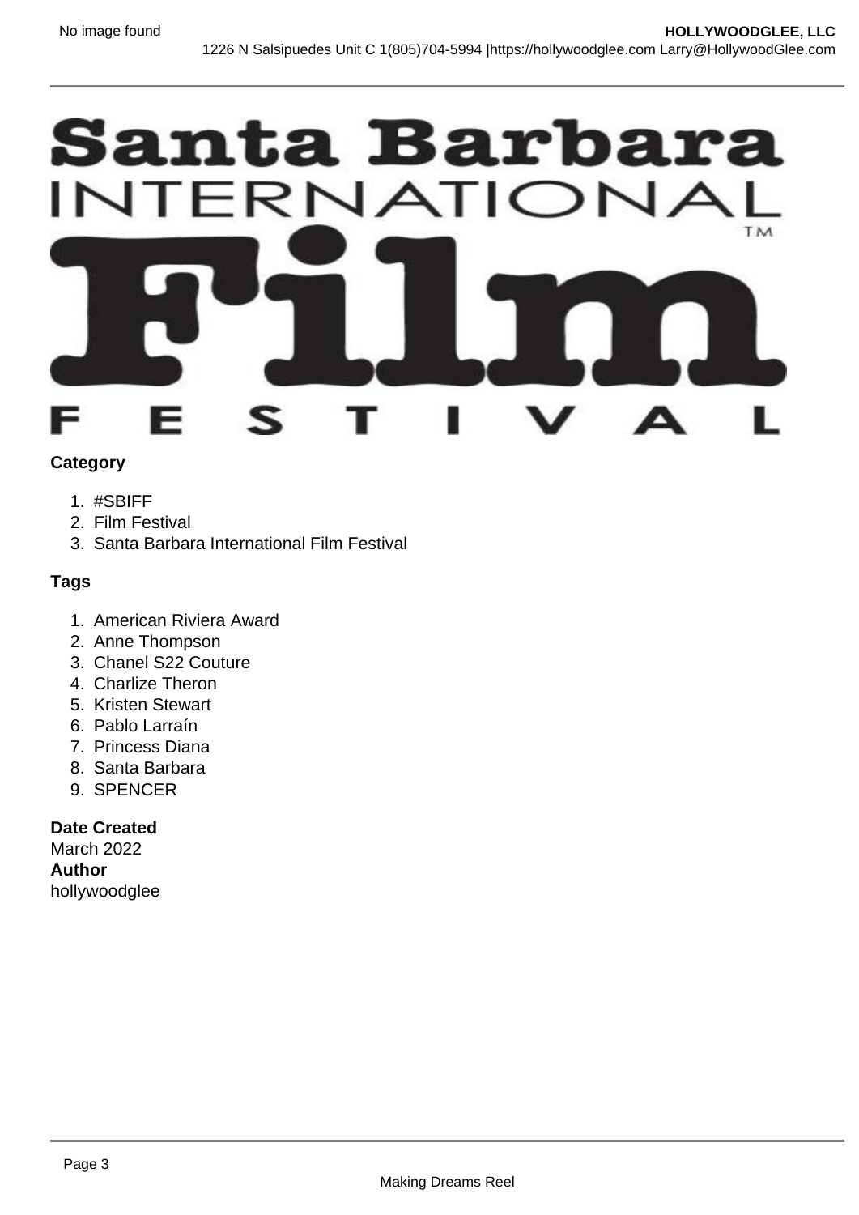Santa Barbara INTERNATIONAL Film FESTIVAL

**Category**

1. #SBIFF
2. Film Festival
3. Santa Barbara International Film Festival

**Tags**

1. American Riviera Award
2. Anne Thompson
3. Chanel S22 Couture
4. Charlize Theron
5. Kristen Stewart
6. Pablo Larraín
7. Princess Diana
8. Santa Barbara
9. SPENCER

**Date Created**
March 2022
**Author**
hollywoodglee